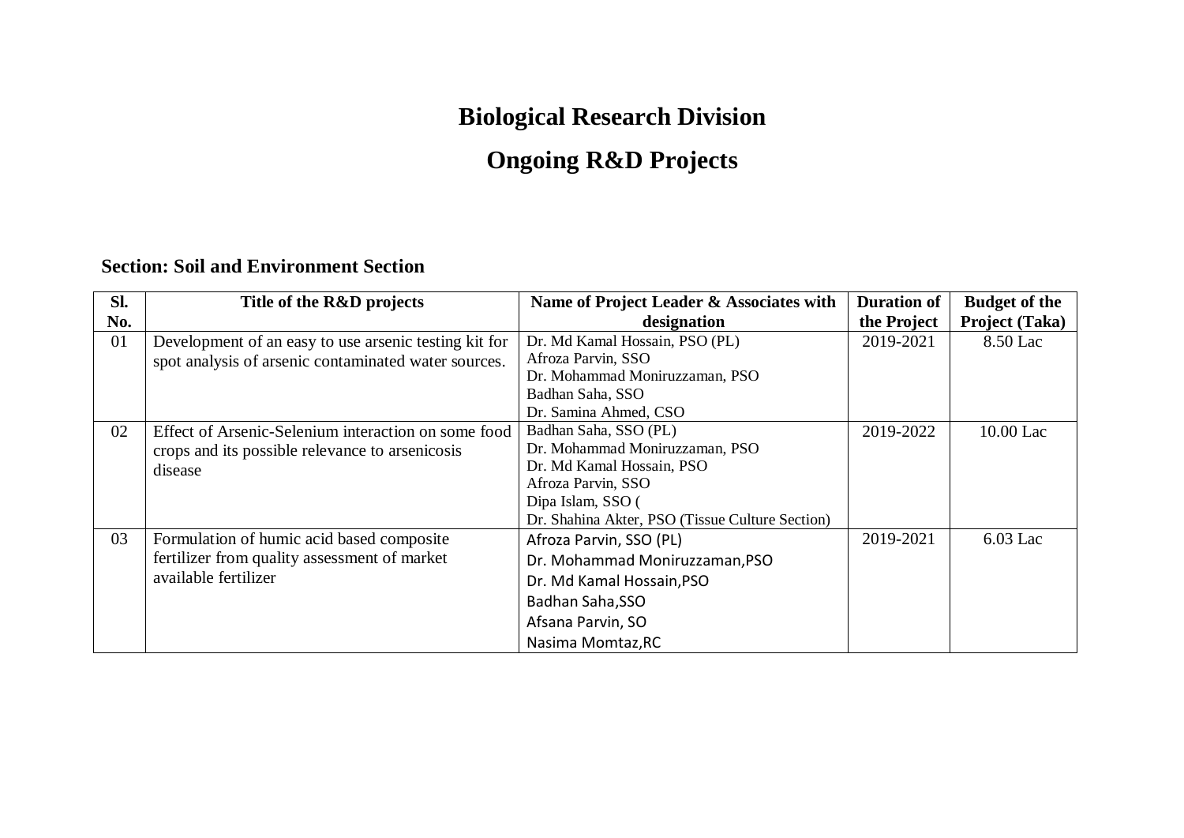# Biological Research Division

# Ongoing R&D Projects

**Section: Soil and Environment Section**

| Sl. No. | Title of the R&D projects | Name of Project Leader & Associates with designation | Duration of the Project | Budget of the Project (Taka) |
|---|---|---|---|---|
| 01 | Development of an easy to use arsenic testing kit for spot analysis of arsenic contaminated water sources. | Dr. Md Kamal Hossain, PSO (PL)<br>Afroza Parvin, SSO<br>Dr. Mohammad Moniruzzaman, PSO<br>Badhan Saha, SSO<br>Dr. Samina Ahmed, CSO | 2019-2021 | 8.50 Lac |
| 02 | Effect of Arsenic-Selenium interaction on some food crops and its possible relevance to arsenicosis disease | Badhan Saha, SSO (PL)<br>Dr. Mohammad Moniruzzaman, PSO<br>Dr. Md Kamal Hossain, PSO<br>Afroza Parvin, SSO<br>Dipa Islam, SSO (<br>Dr. Shahina Akter, PSO (Tissue Culture Section) | 2019-2022 | 10.00 Lac |
| 03 | Formulation of humic acid based composite fertilizer from quality assessment of market available fertilizer | Afroza Parvin, SSO (PL)<br>Dr. Mohammad Moniruzzaman,PSO<br>Dr. Md Kamal Hossain,PSO<br>Badhan Saha,SSO<br>Afsana Parvin, SO<br>Nasima Momtaz,RC | 2019-2021 | 6.03 Lac |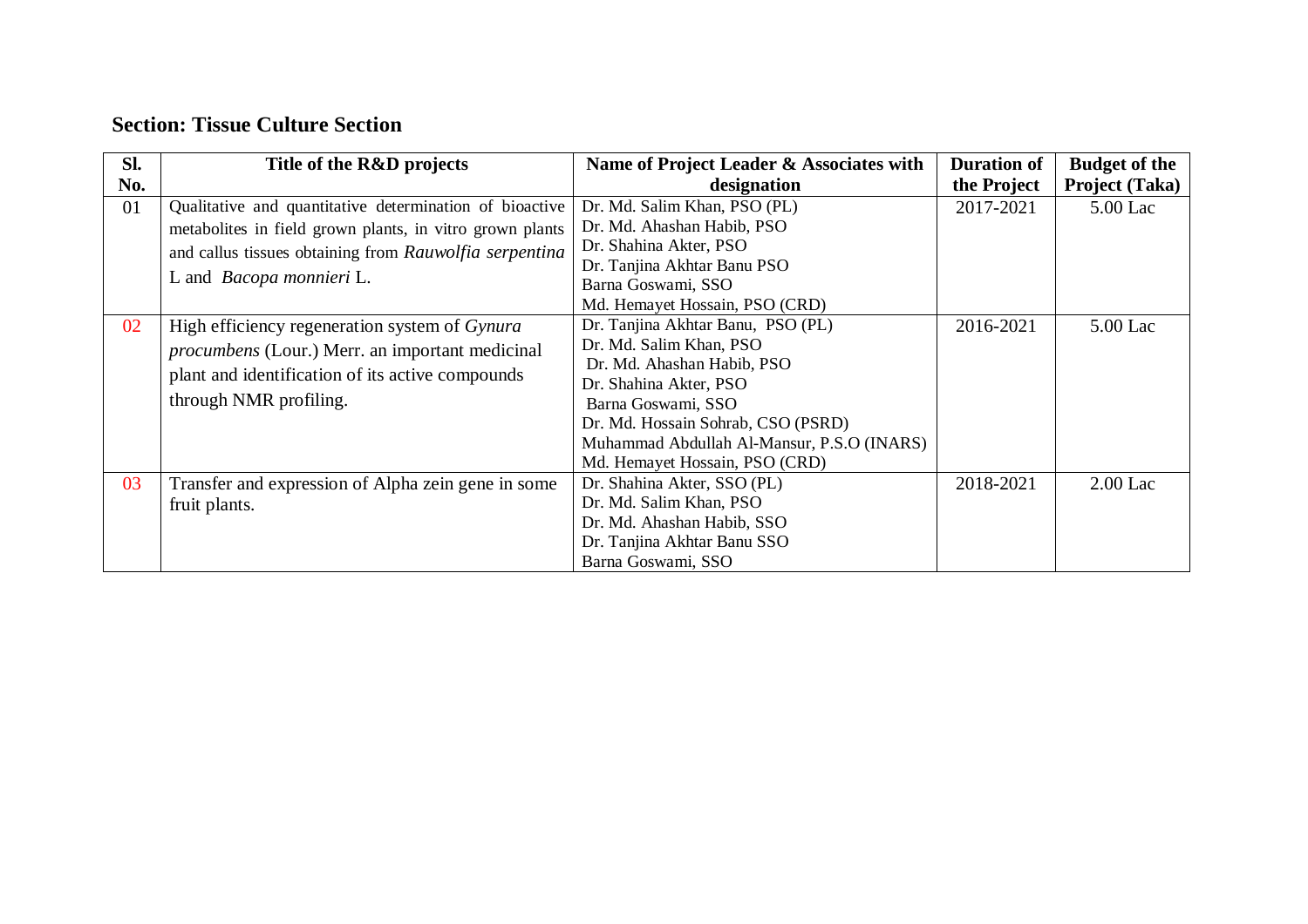## Section: Tissue Culture Section

| Sl. No. | Title of the R&D projects | Name of Project Leader & Associates with designation | Duration of the Project | Budget of the Project (Taka) |
|---|---|---|---|---|
| 01 | Qualitative and quantitative determination of bioactive metabolites in field grown plants, in vitro grown plants and callus tissues obtaining from *Rauwolfia serpentina* L and *Bacopa monnieri* L. | Dr. Md. Salim Khan, PSO (PL)<br>Dr. Md. Ahashan Habib, PSO<br>Dr. Shahina Akter, PSO<br>Dr. Tanjina Akhtar Banu PSO<br>Barna Goswami, SSO<br>Md. Hemayet Hossain, PSO (CRD) | 2017-2021 | 5.00 Lac |
| 02 | High efficiency regeneration system of *Gynura procumbens* (Lour.) Merr. an important medicinal plant and identification of its active compounds through NMR profiling. | Dr. Tanjina Akhtar Banu, PSO (PL)<br>Dr. Md. Salim Khan, PSO<br>Dr. Md. Ahashan Habib, PSO<br>Dr. Shahina Akter, PSO<br>Barna Goswami, SSO<br>Dr. Md. Hossain Sohrab, CSO (PSRD)<br>Muhammad Abdullah Al-Mansur, P.S.O (INARS)<br>Md. Hemayet Hossain, PSO (CRD) | 2016-2021 | 5.00 Lac |
| 03 | Transfer and expression of Alpha zein gene in some fruit plants. | Dr. Shahina Akter, SSO (PL)<br>Dr. Md. Salim Khan, PSO<br>Dr. Md. Ahashan Habib, SSO<br>Dr. Tanjina Akhtar Banu SSO<br>Barna Goswami, SSO | 2018-2021 | 2.00 Lac |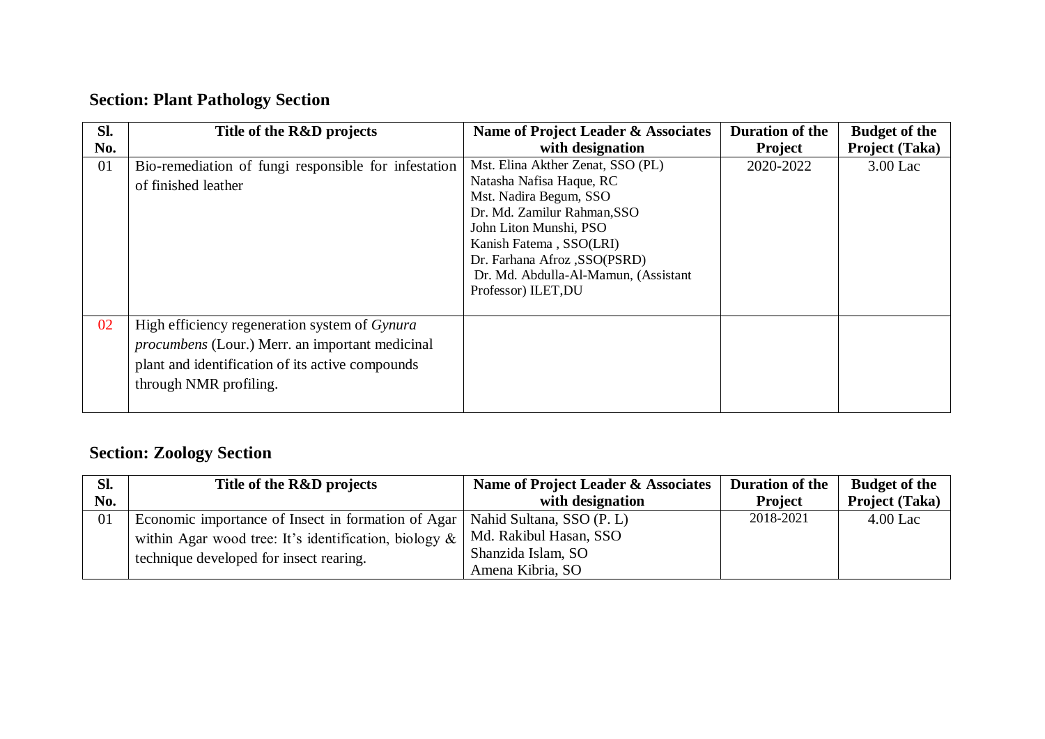## Section: Plant Pathology Section

| Sl. No. | Title of the R&D projects | Name of Project Leader & Associates with designation | Duration of the Project | Budget of the Project (Taka) |
|---|---|---|---|---|
| 01 | Bio-remediation of fungi responsible for infestation of finished leather | Mst. Elina Akther Zenat, SSO (PL)<br>Natasha Nafisa Haque, RC<br>Mst. Nadira Begum, SSO<br>Dr. Md. Zamilur Rahman,SSO<br>John Liton Munshi, PSO<br>Kanish Fatema , SSO(LRI)<br>Dr. Farhana Afroz ,SSO(PSRD)<br>Dr. Md. Abdulla-Al-Mamun, (Assistant Professor) ILET,DU | 2020-2022 | 3.00 Lac |
| 02 | High efficiency regeneration system of *Gynura procumbens* (Lour.) Merr. an important medicinal plant and identification of its active compounds through NMR profiling. | | | |

## Section: Zoology Section

| Sl. No. | Title of the R&D projects | Name of Project Leader & Associates with designation | Duration of the Project | Budget of the Project (Taka) |
|---|---|---|---|---|
| 01 | Economic importance of Insect in formation of Agar within Agar wood tree: It's identification, biology & technique developed for insect rearing. | Nahid Sultana, SSO (P. L)<br>Md. Rakibul Hasan, SSO<br>Shanzida Islam, SO<br>Amena Kibria, SO | 2018-2021 | 4.00 Lac |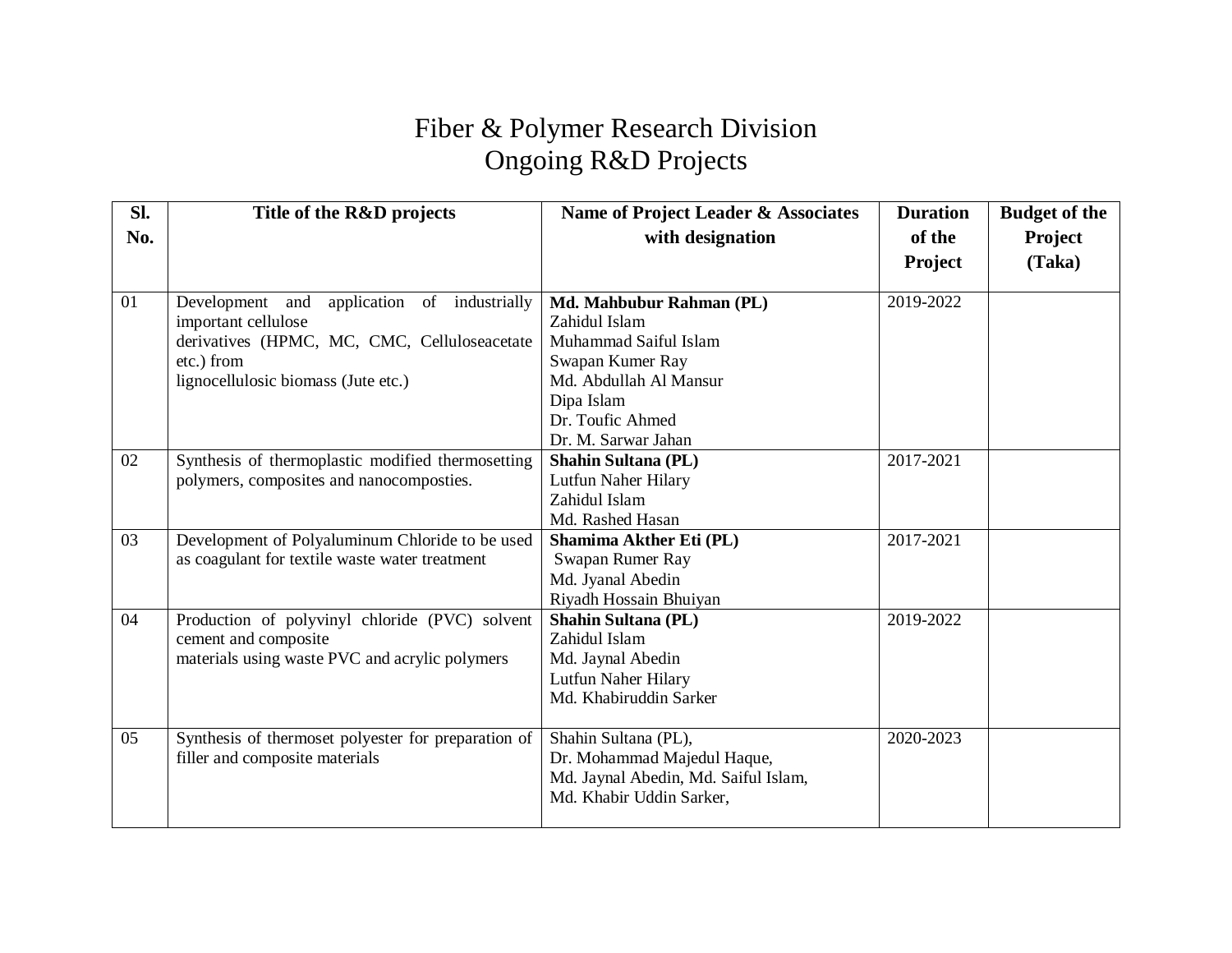# Fiber & Polymer Research Division
## Ongoing R&D Projects

| Sl. No. | Title of the R&D projects | Name of Project Leader & Associates with designation | Duration of the Project | Budget of the Project (Taka) |
|---|---|---|---|---|
| 01 | Development and application of industrially important cellulose derivatives (HPMC, MC, CMC, Celluloseacetate etc.) from lignocellulosic biomass (Jute etc.) | **Md. Mahbubur Rahman (PL)**<br>Zahidul Islam<br>Muhammad Saiful Islam<br>Swapan Kumer Ray<br>Md. Abdullah Al Mansur<br>Dipa Islam<br>Dr. Toufic Ahmed<br>Dr. M. Sarwar Jahan | 2019-2022 | |
| 02 | Synthesis of thermoplastic modified thermosetting polymers, composites and nanocomposties. | **Shahin Sultana (PL)**<br>Lutfun Naher Hilary<br>Zahidul Islam<br>Md. Rashed Hasan | 2017-2021 | |
| 03 | Development of Polyaluminum Chloride to be used as coagulant for textile waste water treatment | **Shamima Akther Eti (PL)**<br>Swapan Rumer Ray<br>Md. Jyanal Abedin<br>Riyadh Hossain Bhuiyan | 2017-2021 | |
| 04 | Production of polyvinyl chloride (PVC) solvent cement and composite materials using waste PVC and acrylic polymers | **Shahin Sultana (PL)**<br>Zahidul Islam<br>Md. Jaynal Abedin<br>Lutfun Naher Hilary<br>Md. Khabiruddin Sarker | 2019-2022 | |
| 05 | Synthesis of thermoset polyester for preparation of filler and composite materials | Shahin Sultana (PL),<br>Dr. Mohammad Majedul Haque,<br>Md. Jaynal Abedin, Md. Saiful Islam,<br>Md. Khabir Uddin Sarker, | 2020-2023 | |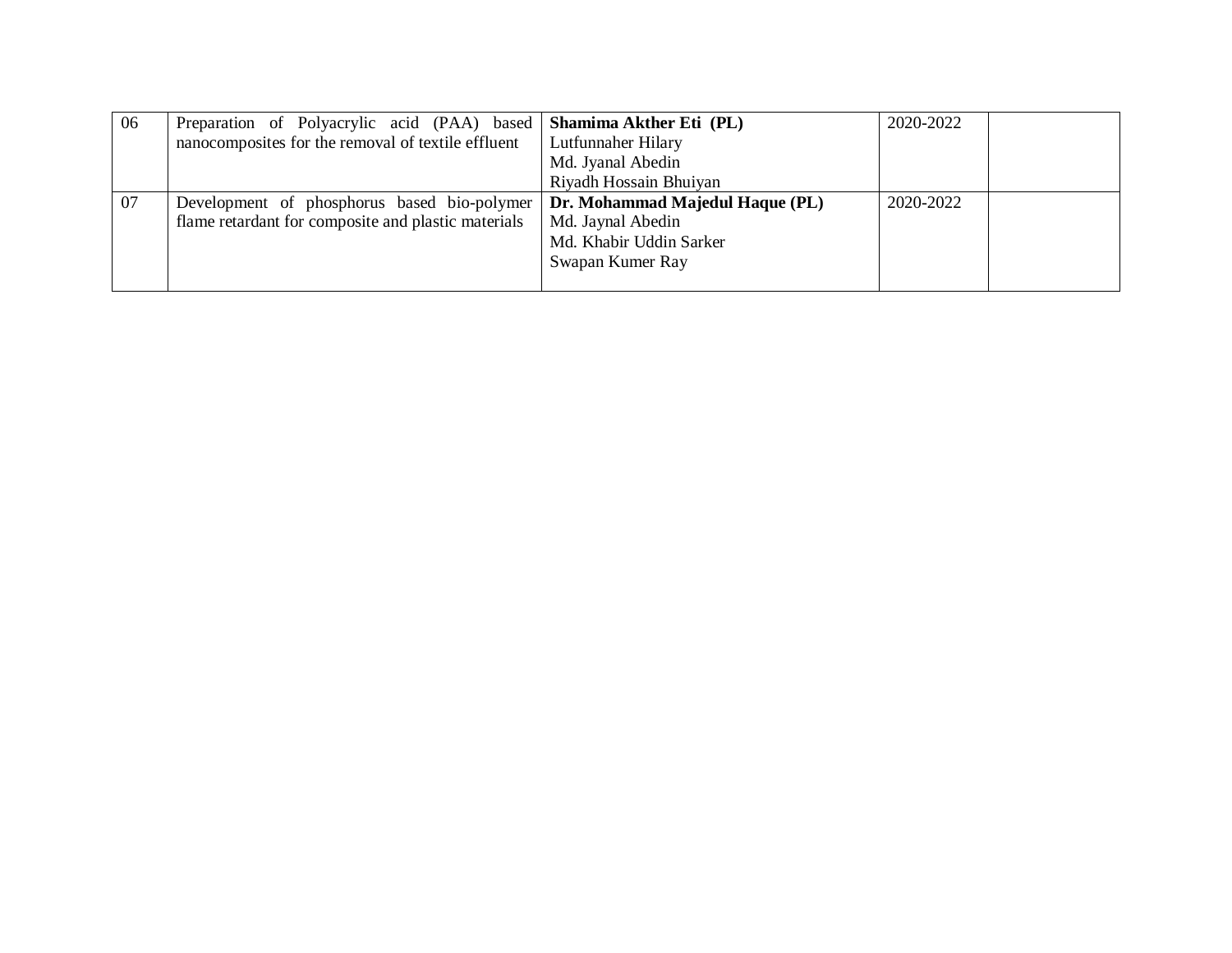| 06 | Preparation of Polyacrylic acid (PAA) based nanocomposites for the removal of textile effluent | **Shamima Akther Eti (PL)**<br>Lutfunnaher Hilary<br>Md. Jyanal Abedin<br>Riyadh Hossain Bhuiyan | 2020-2022 | |
|---|---|---|---|---|
| 07 | Development of phosphorus based bio-polymer flame retardant for composite and plastic materials | **Dr. Mohammad Majedul Haque (PL)**<br>Md. Jaynal Abedin<br>Md. Khabir Uddin Sarker<br>Swapan Kumer Ray | 2020-2022 | |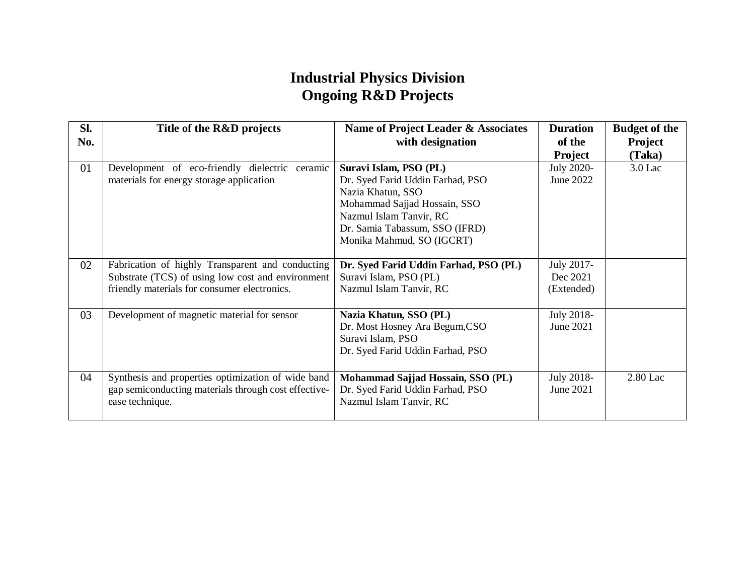# Industrial Physics Division
# Ongoing R&D Projects

| Sl. No. | Title of the R&D projects | Name of Project Leader & Associates with designation | Duration of the Project | Budget of the Project (Taka) |
|---|---|---|---|---|
| 01 | Development of eco-friendly dielectric ceramic materials for energy storage application | **Suravi Islam, PSO (PL)**<br>Dr. Syed Farid Uddin Farhad, PSO<br>Nazia Khatun, SSO<br>Mohammad Sajjad Hossain, SSO<br>Nazmul Islam Tanvir, RC<br>Dr. Samia Tabassum, SSO (IFRD)<br>Monika Mahmud, SO (IGCRT) | July 2020- June 2022 | 3.0 Lac |
| 02 | Fabrication of highly Transparent and conducting Substrate (TCS) of using low cost and environment friendly materials for consumer electronics. | **Dr. Syed Farid Uddin Farhad, PSO (PL)**<br>Suravi Islam, PSO (PL)<br>Nazmul Islam Tanvir, RC | July 2017- Dec 2021 (Extended) | |
| 03 | Development of magnetic material for sensor | **Nazia Khatun, SSO (PL)**<br>Dr. Most Hosney Ara Begum,CSO<br>Suravi Islam, PSO<br>Dr. Syed Farid Uddin Farhad, PSO | July 2018- June 2021 | |
| 04 | Synthesis and properties optimization of wide band gap semiconducting materials through cost effective-ease technique. | **Mohammad Sajjad Hossain, SSO (PL)**<br>Dr. Syed Farid Uddin Farhad, PSO<br>Nazmul Islam Tanvir, RC | July 2018- June 2021 | 2.80 Lac |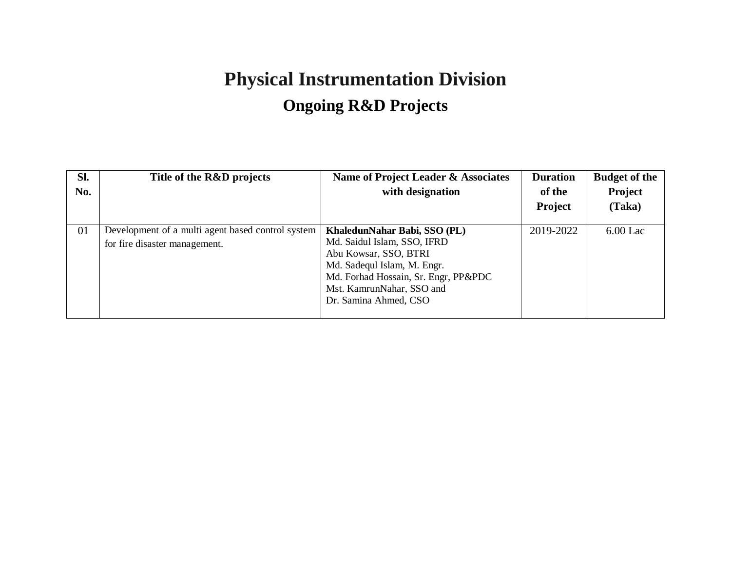# Physical Instrumentation Division

## Ongoing R&D Projects

| Sl. No. | Title of the R&D projects | Name of Project Leader & Associates with designation | Duration of the Project | Budget of the Project (Taka) |
|---|---|---|---|---|
| 01 | Development of a multi agent based control system for fire disaster management. | **KhaledunNahar Babi, SSO (PL)**<br>Md. Saidul Islam, SSO, IFRD<br>Abu Kowsar, SSO, BTRI<br>Md. Sadequl Islam, M. Engr.<br>Md. Forhad Hossain, Sr. Engr, PP&PDC<br>Mst. KamrunNahar, SSO and<br>Dr. Samina Ahmed, CSO | 2019-2022 | 6.00 Lac |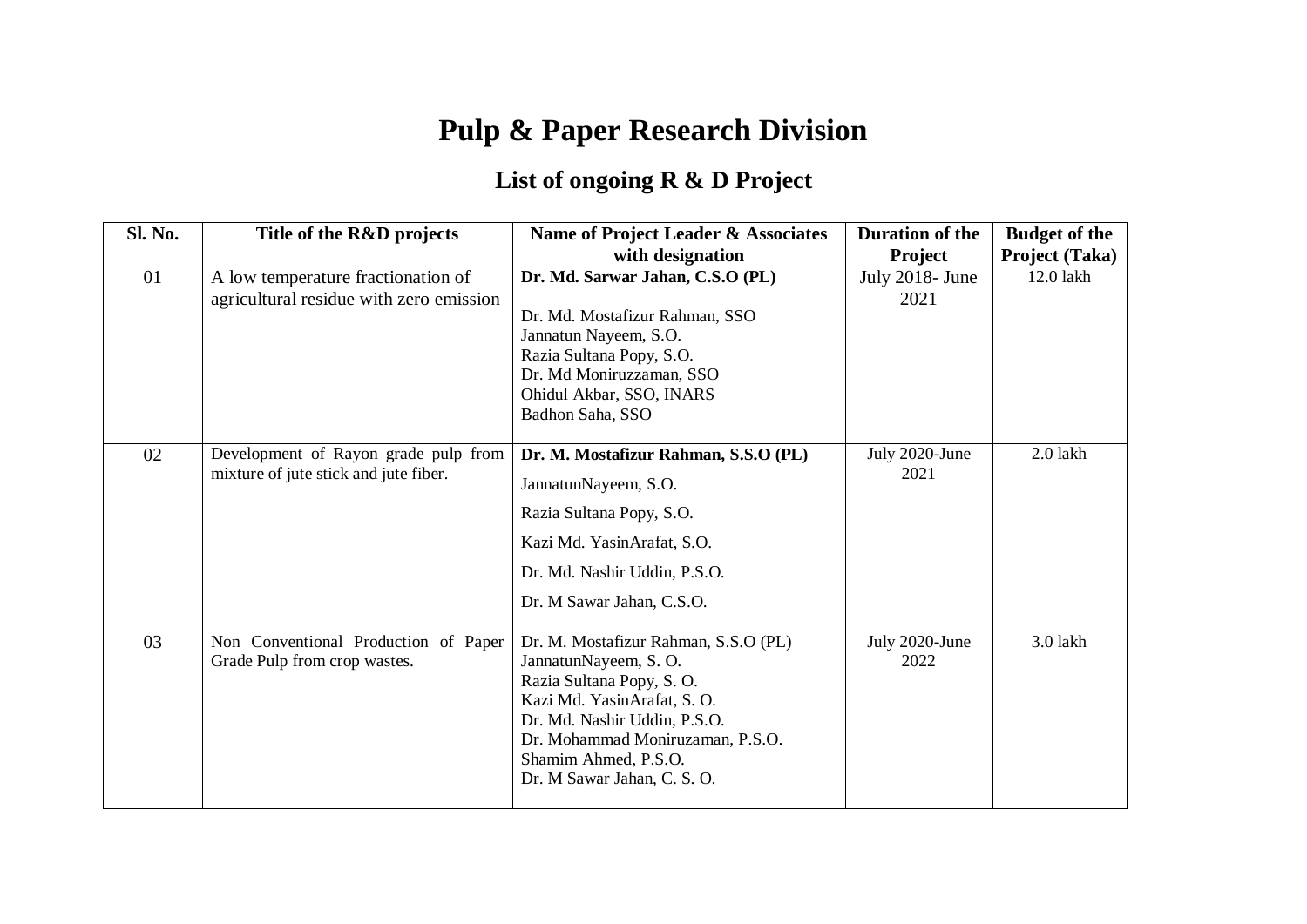# Pulp & Paper Research Division

## List of ongoing R & D Project

| Sl. No. | Title of the R&D projects | Name of Project Leader & Associates with designation | Duration of the Project | Budget of the Project (Taka) |
|---|---|---|---|---|
| 01 | A low temperature fractionation of agricultural residue with zero emission | **Dr. Md. Sarwar Jahan, C.S.O (PL)**<br><br>Dr. Md. Mostafizur Rahman, SSO<br>Jannatun Nayeem, S.O.<br>Razia Sultana Popy, S.O.<br>Dr. Md Moniruzzaman, SSO<br>Ohidul Akbar, SSO, INARS<br>Badhon Saha, SSO | July 2018- June 2021 | 12.0 lakh |
| 02 | Development of Rayon grade pulp from mixture of jute stick and jute fiber. | **Dr. M. Mostafizur Rahman, S.S.O (PL)**<br>JannatunNayeem, S.O.<br>Razia Sultana Popy, S.O.<br>Kazi Md. YasinArafat, S.O.<br>Dr. Md. Nashir Uddin, P.S.O.<br>Dr. M Sawar Jahan, C.S.O. | July 2020-June 2021 | 2.0 lakh |
| 03 | Non Conventional Production of Paper Grade Pulp from crop wastes. | Dr. M. Mostafizur Rahman, S.S.O (PL)<br>JannatunNayeem, S. O.<br>Razia Sultana Popy, S. O.<br>Kazi Md. YasinArafat, S. O.<br>Dr. Md. Nashir Uddin, P.S.O.<br>Dr. Mohammad Moniruzaman, P.S.O.<br>Shamim Ahmed, P.S.O.<br>Dr. M Sawar Jahan, C. S. O. | July 2020-June 2022 | 3.0 lakh |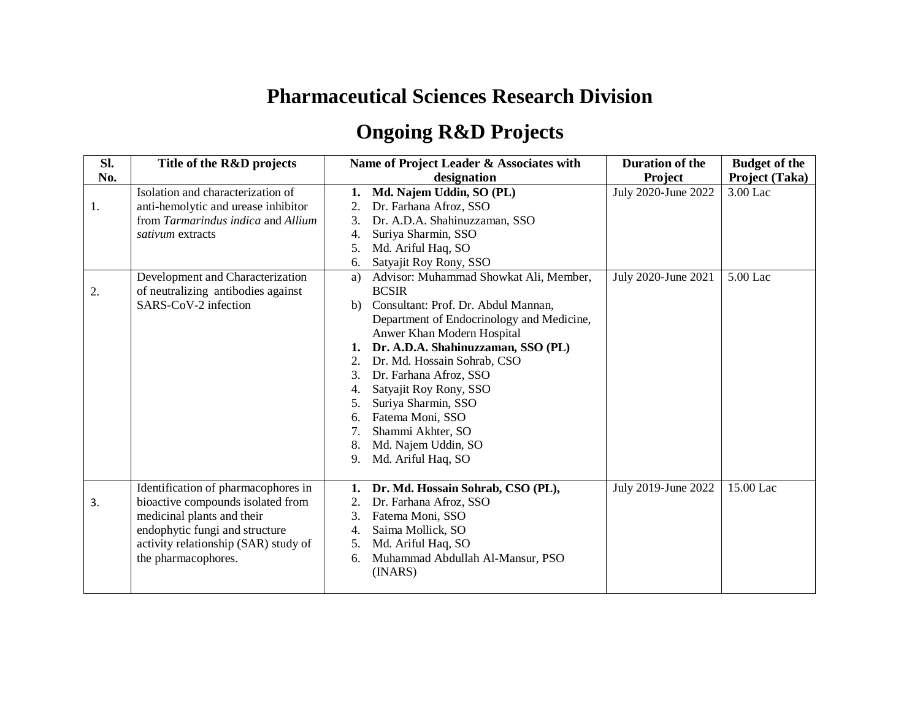# Pharmaceutical Sciences Research Division

## Ongoing R&D Projects

| Sl. No. | Title of the R&D projects | Name of Project Leader & Associates with designation | Duration of the Project | Budget of the Project (Taka) |
|---|---|---|---|---|
| 1. | Isolation and characterization of anti-hemolytic and urease inhibitor from *Tarmarindus indica* and *Allium sativum* extracts | 1. **Md. Najem Uddin, SO (PL)**<br>2. Dr. Farhana Afroz, SSO<br>3. Dr. A.D.A. Shahinuzzaman, SSO<br>4. Suriya Sharmin, SSO<br>5. Md. Ariful Haq, SO<br>6. Satyajit Roy Rony, SSO | July 2020-June 2022 | 3.00 Lac |
| 2. | Development and Characterization of neutralizing antibodies against SARS-CoV-2 infection | a) Advisor: Muhammad Showkat Ali, Member, BCSIR<br>b) Consultant: Prof. Dr. Abdul Mannan, Department of Endocrinology and Medicine, Anwer Khan Modern Hospital<br>1. **Dr. A.D.A. Shahinuzzaman, SSO (PL)**<br>2. Dr. Md. Hossain Sohrab, CSO<br>3. Dr. Farhana Afroz, SSO<br>4. Satyajit Roy Rony, SSO<br>5. Suriya Sharmin, SSO<br>6. Fatema Moni, SSO<br>7. Shammi Akhter, SO<br>8. Md. Najem Uddin, SO<br>9. Md. Ariful Haq, SO | July 2020-June 2021 | 5.00 Lac |
| 3. | Identification of pharmacophores in bioactive compounds isolated from medicinal plants and their endophytic fungi and structure activity relationship (SAR) study of the pharmacophores. | 1. **Dr. Md. Hossain Sohrab, CSO (PL),**<br>2. Dr. Farhana Afroz, SSO<br>3. Fatema Moni, SSO<br>4. Saima Mollick, SO<br>5. Md. Ariful Haq, SO<br>6. Muhammad Abdullah Al-Mansur, PSO (INARS) | July 2019-June 2022 | 15.00 Lac |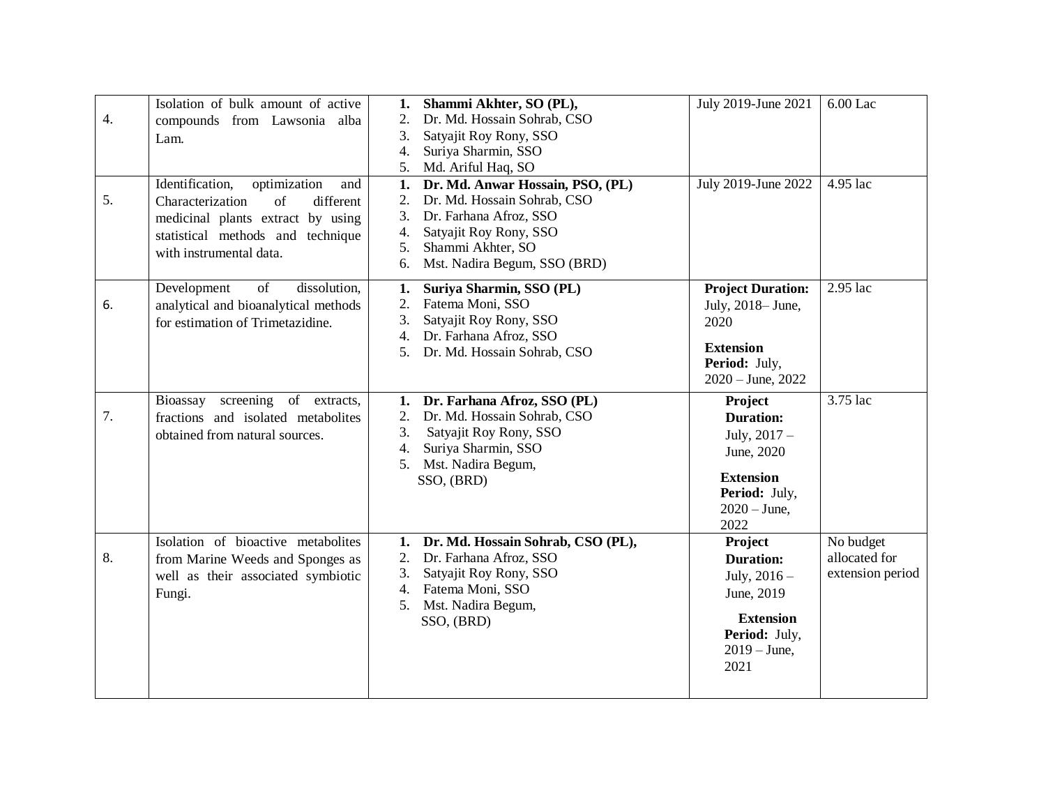| | | | | |
|---|---|---|---|---|
| 4. | Isolation of bulk amount of active compounds from Lawsonia alba Lam. | 1. **Shammi Akhter, SO (PL),**<br>2. Dr. Md. Hossain Sohrab, CSO<br>3. Satyajit Roy Rony, SSO<br>4. Suriya Sharmin, SSO<br>5. Md. Ariful Haq, SO | July 2019-June 2021 | 6.00 Lac |
| 5. | Identification, optimization and Characterization of different medicinal plants extract by using statistical methods and technique with instrumental data. | 1. **Dr. Md. Anwar Hossain, PSO, (PL)**<br>2. Dr. Md. Hossain Sohrab, CSO<br>3. Dr. Farhana Afroz, SSO<br>4. Satyajit Roy Rony, SSO<br>5. Shammi Akhter, SO<br>6. Mst. Nadira Begum, SSO (BRD) | July 2019-June 2022 | 4.95 lac |
| 6. | Development of dissolution, analytical and bioanalytical methods for estimation of Trimetazidine. | 1. **Suriya Sharmin, SSO (PL)**<br>2. Fatema Moni, SSO<br>3. Satyajit Roy Rony, SSO<br>4. Dr. Farhana Afroz, SSO<br>5. Dr. Md. Hossain Sohrab, CSO | **Project Duration:** July, 2018– June, 2020<br>**Extension Period:** July, 2020 – June, 2022 | 2.95 lac |
| 7. | Bioassay screening of extracts, fractions and isolated metabolites obtained from natural sources. | 1. **Dr. Farhana Afroz, SSO (PL)**<br>2. Dr. Md. Hossain Sohrab, CSO<br>3. Satyajit Roy Rony, SSO<br>4. Suriya Sharmin, SSO<br>5. Mst. Nadira Begum, SSO, (BRD) | **Project Duration:** July, 2017 – June, 2020<br>**Extension Period:** July, 2020 – June, 2022 | 3.75 lac |
| 8. | Isolation of bioactive metabolites from Marine Weeds and Sponges as well as their associated symbiotic Fungi. | 1. **Dr. Md. Hossain Sohrab, CSO (PL),**<br>2. Dr. Farhana Afroz, SSO<br>3. Satyajit Roy Rony, SSO<br>4. Fatema Moni, SSO<br>5. Mst. Nadira Begum, SSO, (BRD) | **Project Duration:** July, 2016 – June, 2019<br>**Extension Period:** July, 2019 – June, 2021 | No budget allocated for extension period |